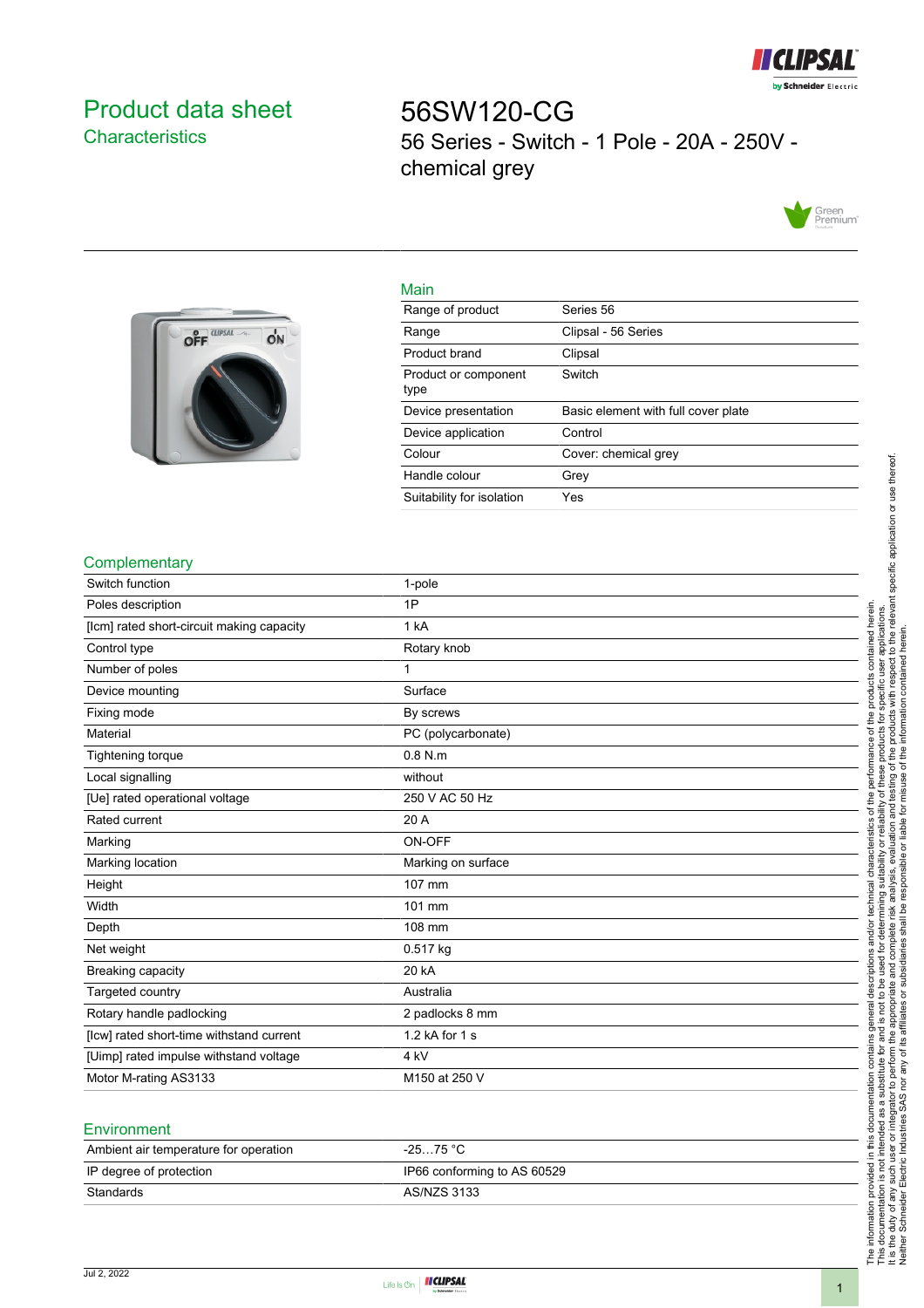# Product data sheet

## Characteristics

# 56SW120-CG

56 Series - Switch - 1 Pole - 20A - 250V - chemical grey

## Main

| | |
|---|---|
| Range of product | Series 56 |
| Range | Clipsal - 56 Series |
| Product brand | Clipsal |
| Product or component type | Switch |
| Device presentation | Basic element with full cover plate |
| Device application | Control |
| Colour | Cover: chemical grey |
| Handle colour | Grey |
| Suitability for isolation | Yes |

## Complementary

| | |
|---|---|
| Switch function | 1-pole |
| Poles description | 1P |
| [Icm] rated short-circuit making capacity | 1 kA |
| Control type | Rotary knob |
| Number of poles | 1 |
| Device mounting | Surface |
| Fixing mode | By screws |
| Material | PC (polycarbonate) |
| Tightening torque | 0.8 N.m |
| Local signalling | without |
| [Ue] rated operational voltage | 250 V AC 50 Hz |
| Rated current | 20 A |
| Marking | ON-OFF |
| Marking location | Marking on surface |
| Height | 107 mm |
| Width | 101 mm |
| Depth | 108 mm |
| Net weight | 0.517 kg |
| Breaking capacity | 20 kA |
| Targeted country | Australia |
| Rotary handle padlocking | 2 padlocks 8 mm |
| [Icw] rated short-time withstand current | 1.2 kA for 1 s |
| [Uimp] rated impulse withstand voltage | 4 kV |
| Motor M-rating AS3133 | M150 at 250 V |

## Environment

| | |
|---|---|
| Ambient air temperature for operation | -25…75 °C |
| IP degree of protection | IP66 conforming to AS 60529 |
| Standards | AS/NZS 3133 |

The information provided in this documentation contains general descriptions and/or technical characteristics of the performance of the products contained herein.
This documentation is not intended as a substitute for and is not to be used for determining suitability or reliability of these products for specific user applications.
It is the duty of any such user or integrator to perform the appropriate and complete risk analysis, evaluation and testing of the products with respect to the relevant specific application or use thereof.
Neither Schneider Electric Industries SAS nor any of its affiliates or subsidiaries shall be responsible or liable for misuse of the information contained herein.

Jul 2, 2022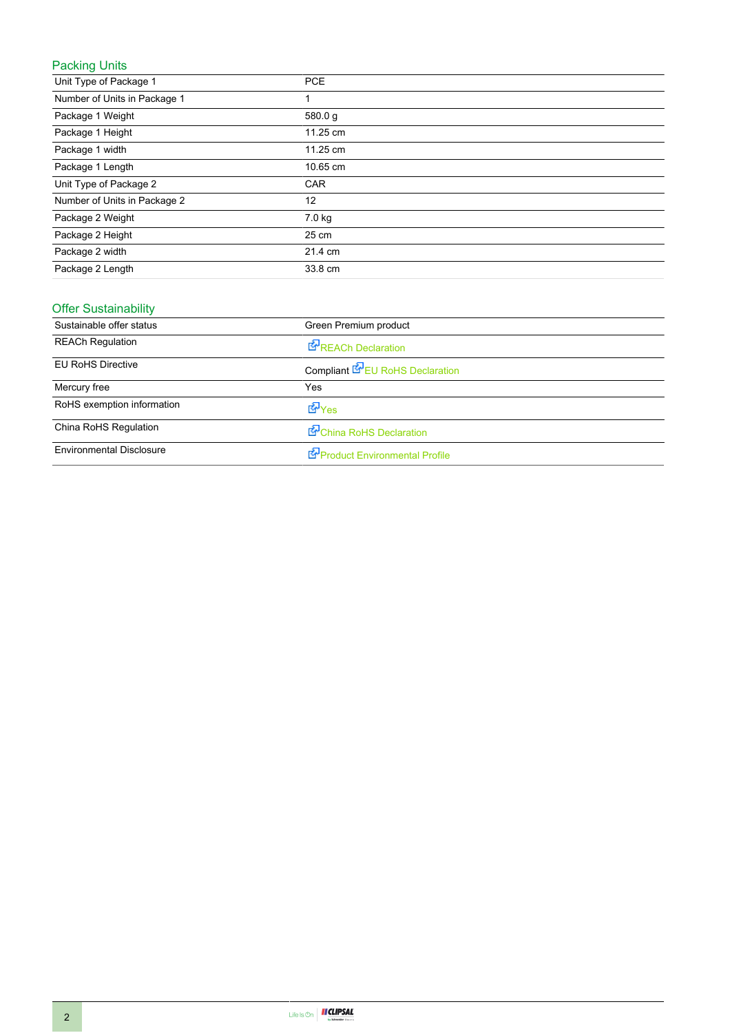## Packing Units

| | |
|---|---|
| Unit Type of Package 1 | PCE |
| Number of Units in Package 1 | 1 |
| Package 1 Weight | 580.0 g |
| Package 1 Height | 11.25 cm |
| Package 1 width | 11.25 cm |
| Package 1 Length | 10.65 cm |
| Unit Type of Package 2 | CAR |
| Number of Units in Package 2 | 12 |
| Package 2 Weight | 7.0 kg |
| Package 2 Height | 25 cm |
| Package 2 width | 21.4 cm |
| Package 2 Length | 33.8 cm |

## Offer Sustainability

| | |
|---|---|
| Sustainable offer status | Green Premium product |
| REACh Regulation | REACh Declaration |
| EU RoHS Directive | Compliant EU RoHS Declaration |
| Mercury free | Yes |
| RoHS exemption information | Yes |
| China RoHS Regulation | China RoHS Declaration |
| Environmental Disclosure | Product Environmental Profile |